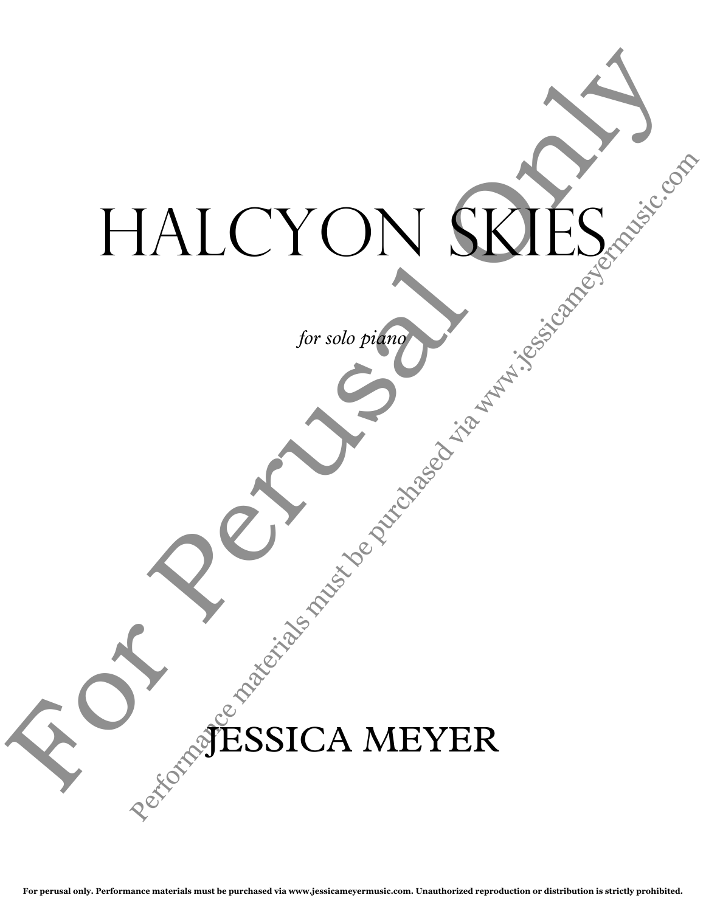# HALCYON SKIES

*for solo piano*

JESSICA MEYER

For Perusal Only

Performance materials must be purchased via www.jessicameyermusic.com

**For perusal only. Performance materials must be purchased via www.jessicameyermusic.com. Unauthorized reproduction or distribution is strictly prohibited.**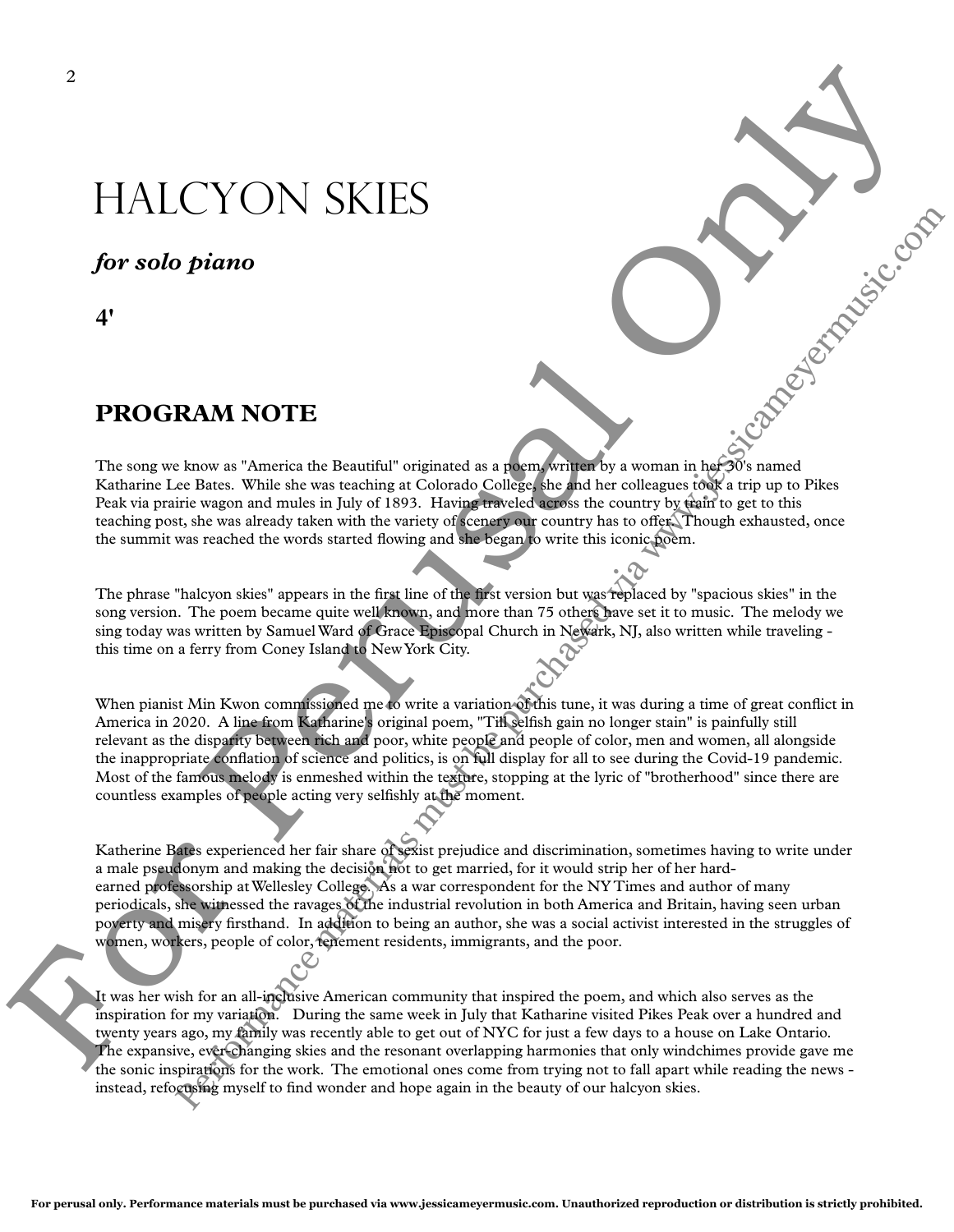# HALCYON SKIES

***for solo piano***

**4'**

## PROGRAM NOTE

The song we know as "America the Beautiful" originated as a poem, written by a woman in her 30's named Katharine Lee Bates. While she was teaching at Colorado College, she and her colleagues took a trip up to Pikes Peak via prairie wagon and mules in July of 1893. Having traveled across the country by train to get to this teaching post, she was already taken with the variety of scenery our country has to offer. Though exhausted, once the summit was reached the words started flowing and she began to write this iconic poem.

The phrase "halcyon skies" appears in the first line of the first version but was replaced by "spacious skies" in the song version. The poem became quite well known, and more than 75 others have set it to music. The melody we sing today was written by Samuel Ward of Grace Episcopal Church in Newark, NJ, also written while traveling - this time on a ferry from Coney Island to New York City.

When pianist Min Kwon commissioned me to write a variation of this tune, it was during a time of great conflict in America in 2020. A line from Katharine's original poem, "Till selfish gain no longer stain" is painfully still relevant as the disparity between rich and poor, white people and people of color, men and women, all alongside the inappropriate conflation of science and politics, is on full display for all to see during the Covid-19 pandemic. Most of the famous melody is enmeshed within the texture, stopping at the lyric of "brotherhood" since there are countless examples of people acting very selfishly at the moment.

Katherine Bates experienced her fair share of sexist prejudice and discrimination, sometimes having to write under a male pseudonym and making the decision not to get married, for it would strip her of her hard-earned professorship at Wellesley College. As a war correspondent for the NY Times and author of many periodicals, she witnessed the ravages of the industrial revolution in both America and Britain, having seen urban poverty and misery firsthand. In addition to being an author, she was a social activist interested in the struggles of women, workers, people of color, tenement residents, immigrants, and the poor.

It was her wish for an all-inclusive American community that inspired the poem, and which also serves as the inspiration for my variation. During the same week in July that Katharine visited Pikes Peak over a hundred and twenty years ago, my family was recently able to get out of NYC for just a few days to a house on Lake Ontario. The expansive, ever-changing skies and the resonant overlapping harmonies that only windchimes provide gave me the sonic inspirations for the work. The emotional ones come from trying not to fall apart while reading the news - instead, refocusing myself to find wonder and hope again in the beauty of our halcyon skies.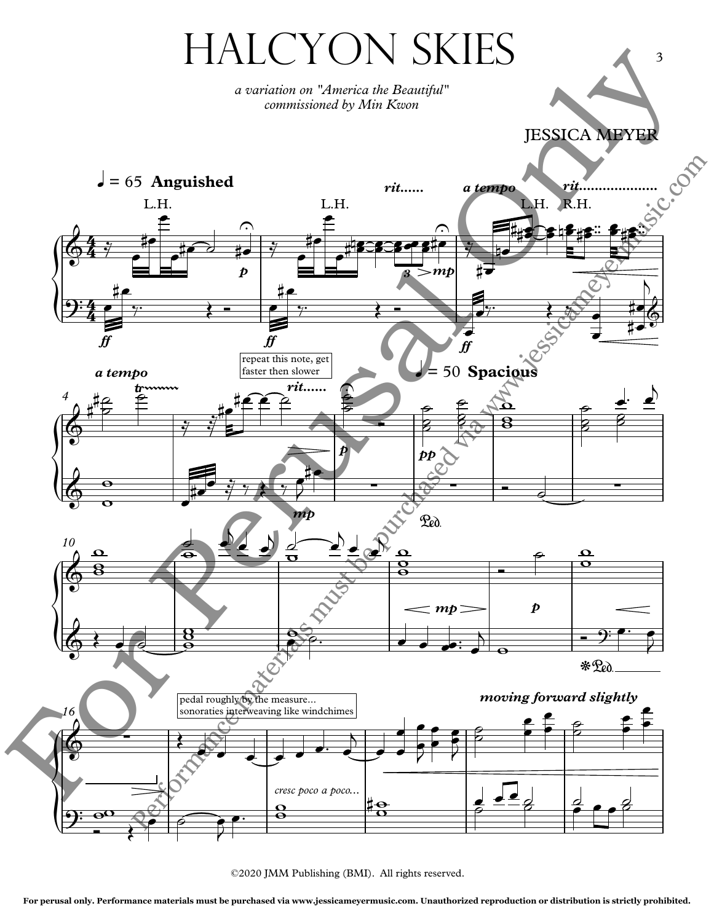# HALCYON SKIES

*a variation on "America the Beautiful"*
*commissioned by Min Kwon*

JESSICA MEYER

♩= 65 **Anguished**

*rit......* *a tempo* *rit....................*

L.H. L.H. L.H. R.H.

*p* *mp* *ff* *ff* *ff*

*a tempo*

repeat this note, get faster then slower

*rit......*

♩= 50 **Spacious**

*p* *pp* *mp*

*mp* *p*

pedal roughly by the measure... sonoraties interweaving like windchimes

***moving forward slightly***

*cresc poco a poco...*

©2020 JMM Publishing (BMI). All rights reserved.

For perusal only. Performance materials must be purchased via www.jessicameyermusic.com. Unauthorized reproduction or distribution is strictly prohibited.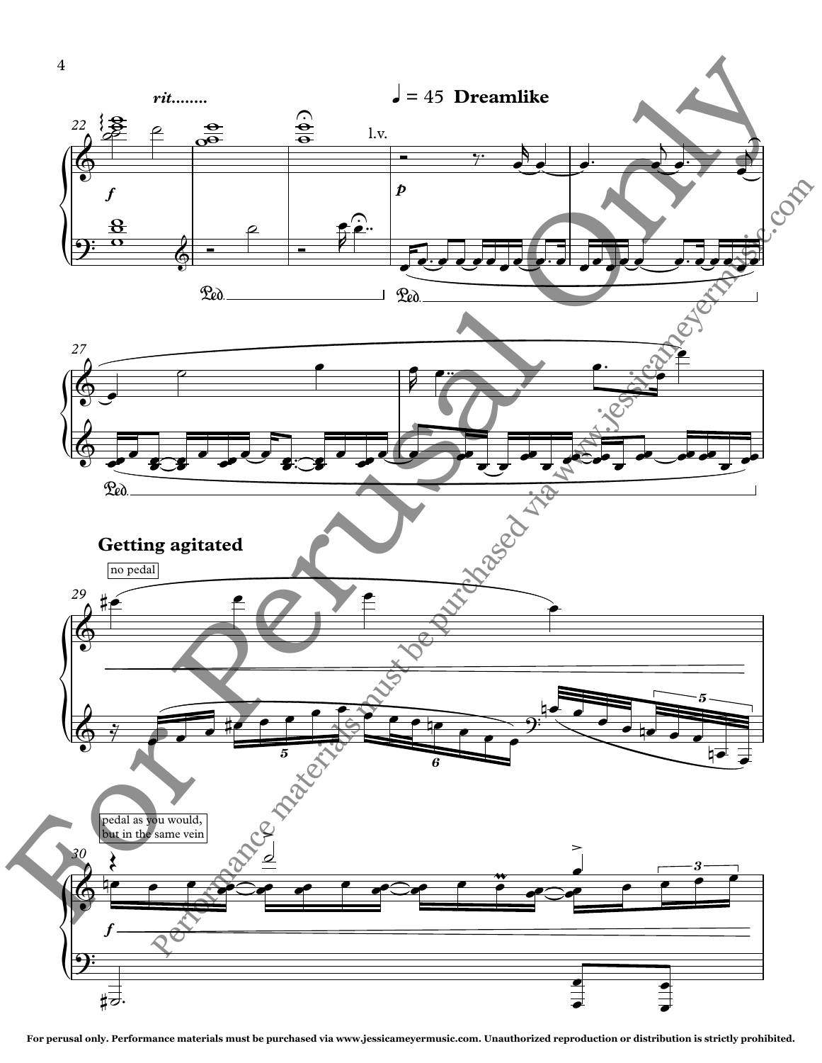*rit........*

♩ = 45 **Dreamlike**

l.v.

**Getting agitated**

no pedal

pedal as you would, but in the same vein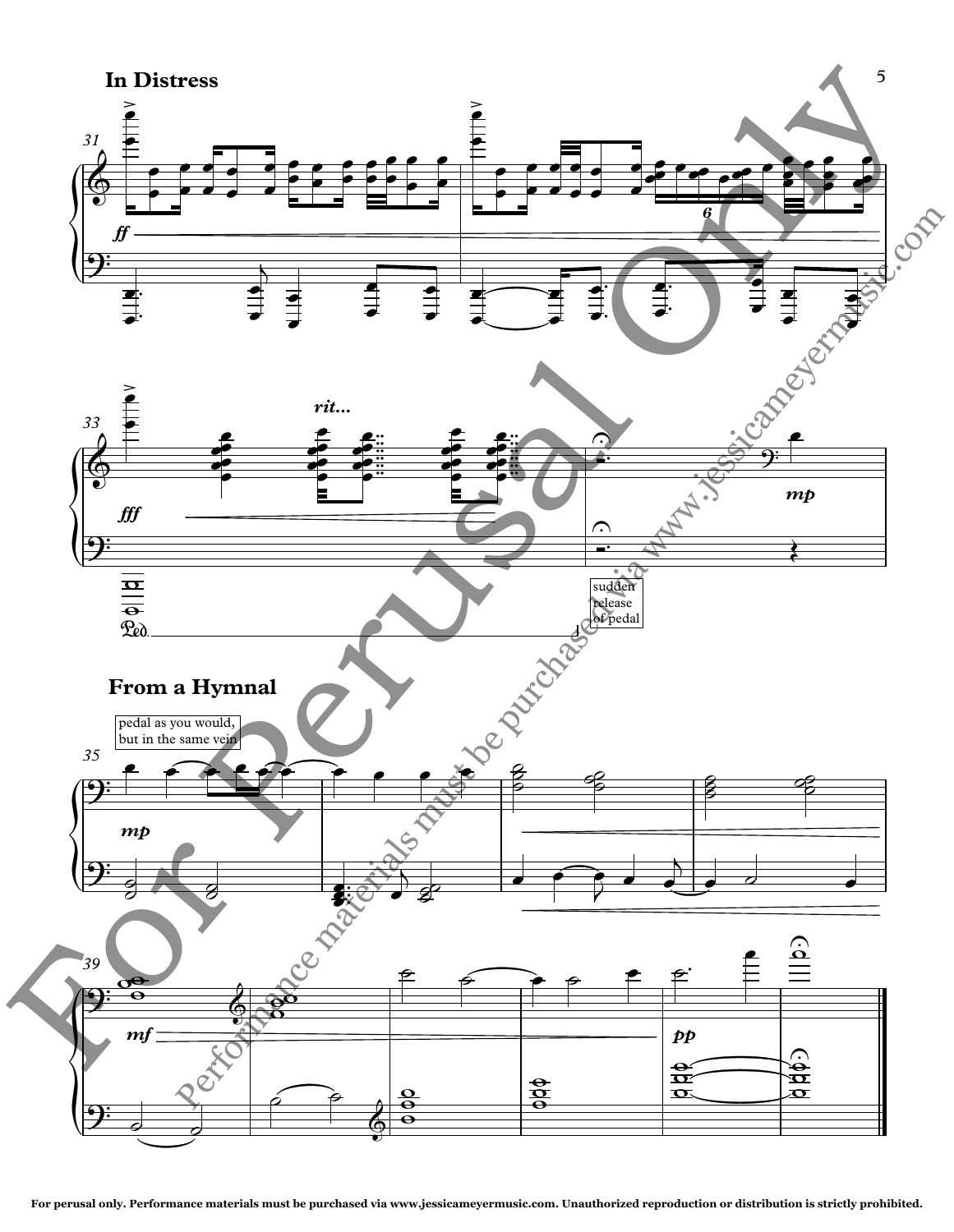## In Distress

*ff*

*fff*

*rit...*

*mp*

sudden release of pedal

## From a Hymnal

pedal as you would, but in the same vein

*mp*

*mf*

*pp*

For perusal only. Performance materials must be purchased via www.jessicameyermusic.com. Unauthorized reproduction or distribution is strictly prohibited.